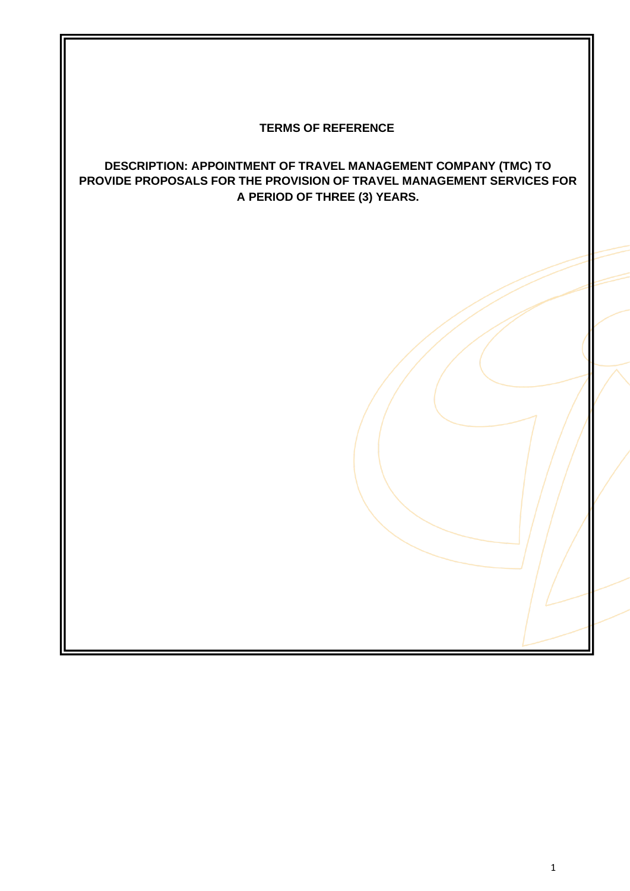# TERMS OF REFERENCE

## DESCRIPTION: APPOINTMENT OF TRAVEL MANAGEMENT COMPANY (TMC) TO PROVIDE PROPOSALS FOR THE PROVISION OF TRAVEL MANAGEMENT SERVICES FOR A PERIOD OF THREE (3) YEARS.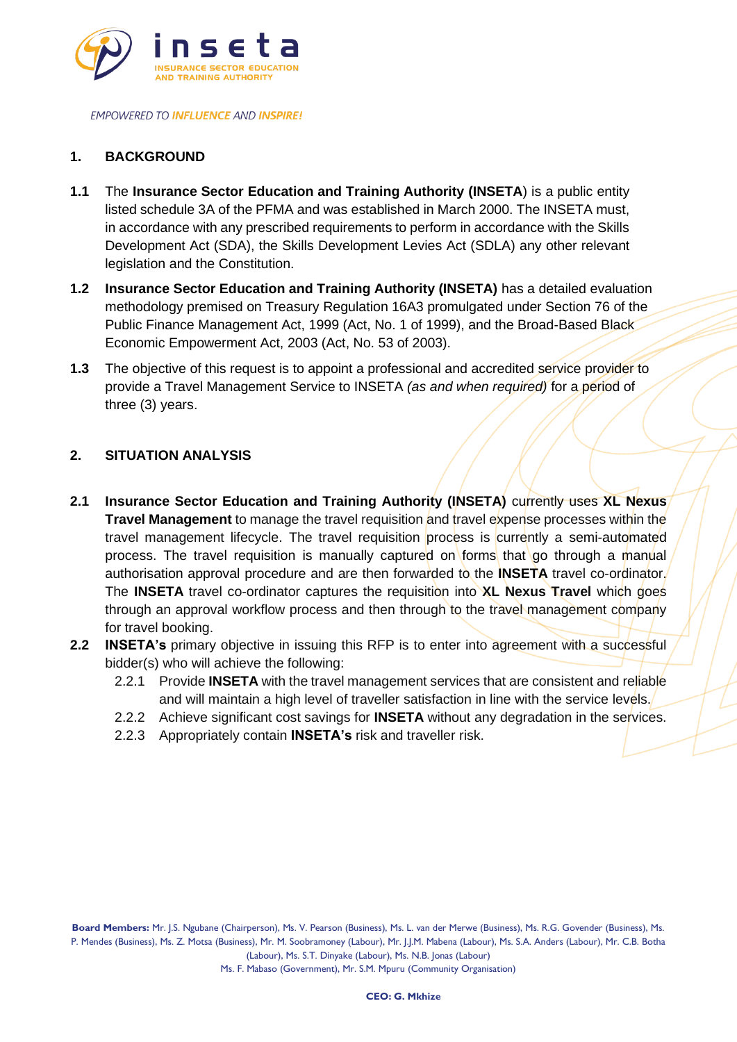## 1. BACKGROUND

**1.1** The **Insurance Sector Education and Training Authority (INSETA**) is a public entity listed schedule 3A of the PFMA and was established in March 2000. The INSETA must, in accordance with any prescribed requirements to perform in accordance with the Skills Development Act (SDA), the Skills Development Levies Act (SDLA) any other relevant legislation and the Constitution.

**1.2** **Insurance Sector Education and Training Authority (INSETA)** has a detailed evaluation methodology premised on Treasury Regulation 16A3 promulgated under Section 76 of the Public Finance Management Act, 1999 (Act, No. 1 of 1999), and the Broad-Based Black Economic Empowerment Act, 2003 (Act, No. 53 of 2003).

**1.3** The objective of this request is to appoint a professional and accredited service provider to provide a Travel Management Service to INSETA *(as and when required)* for a period of three (3) years.

## 2. SITUATION ANALYSIS

**2.1** **Insurance Sector Education and Training Authority (INSETA)** currently uses **XL Nexus Travel Management** to manage the travel requisition and travel expense processes within the travel management lifecycle. The travel requisition process is currently a semi-automated process. The travel requisition is manually captured on forms that go through a manual authorisation approval procedure and are then forwarded to the **INSETA** travel co-ordinator. The **INSETA** travel co-ordinator captures the requisition into **XL Nexus Travel** which goes through an approval workflow process and then through to the travel management company for travel booking.

**2.2** **INSETA's** primary objective in issuing this RFP is to enter into agreement with a successful bidder(s) who will achieve the following:

- 2.2.1 Provide **INSETA** with the travel management services that are consistent and reliable and will maintain a high level of traveller satisfaction in line with the service levels.
- 2.2.2 Achieve significant cost savings for **INSETA** without any degradation in the services.
- 2.2.3 Appropriately contain **INSETA's** risk and traveller risk.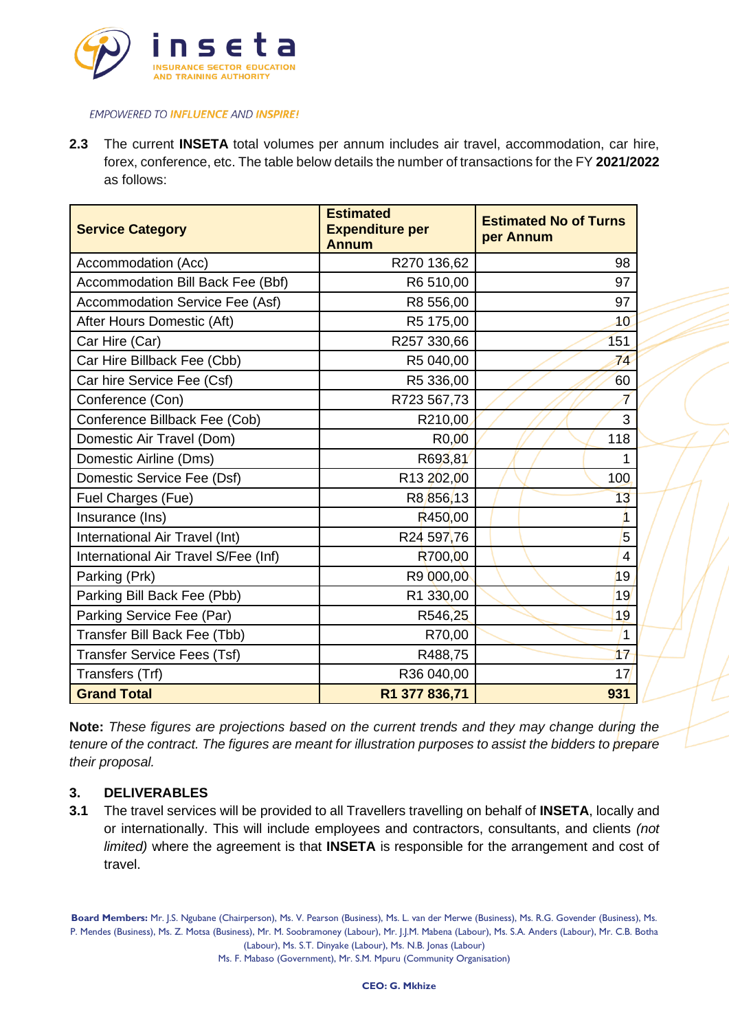**2.3** The current **INSETA** total volumes per annum includes air travel, accommodation, car hire, forex, conference, etc. The table below details the number of transactions for the FY **2021/2022** as follows:

| Service Category | Estimated Expenditure per Annum | Estimated No of Turns per Annum |
|---|---:|---:|
| Accommodation (Acc) | R270 136,62 | 98 |
| Accommodation Bill Back Fee (Bbf) | R6 510,00 | 97 |
| Accommodation Service Fee (Asf) | R8 556,00 | 97 |
| After Hours Domestic (Aft) | R5 175,00 | 10 |
| Car Hire (Car) | R257 330,66 | 151 |
| Car Hire Billback Fee (Cbb) | R5 040,00 | 74 |
| Car hire Service Fee (Csf) | R5 336,00 | 60 |
| Conference (Con) | R723 567,73 | 7 |
| Conference Billback Fee (Cob) | R210,00 | 3 |
| Domestic Air Travel (Dom) | R0,00 | 118 |
| Domestic Airline (Dms) | R693,81 | 1 |
| Domestic Service Fee (Dsf) | R13 202,00 | 100 |
| Fuel Charges (Fue) | R8 856,13 | 13 |
| Insurance (Ins) | R450,00 | 1 |
| International Air Travel (Int) | R24 597,76 | 5 |
| International Air Travel S/Fee (Inf) | R700,00 | 4 |
| Parking (Prk) | R9 000,00 | 19 |
| Parking Bill Back Fee (Pbb) | R1 330,00 | 19 |
| Parking Service Fee (Par) | R546,25 | 19 |
| Transfer Bill Back Fee (Tbb) | R70,00 | 1 |
| Transfer Service Fees (Tsf) | R488,75 | 17 |
| Transfers (Trf) | R36 040,00 | 17 |
| **Grand Total** | **R1 377 836,71** | **931** |

**Note:** *These figures are projections based on the current trends and they may change during the tenure of the contract. The figures are meant for illustration purposes to assist the bidders to prepare their proposal.*

## 3. DELIVERABLES

**3.1** The travel services will be provided to all Travellers travelling on behalf of **INSETA**, locally and or internationally. This will include employees and contractors, consultants, and clients *(not limited)* where the agreement is that **INSETA** is responsible for the arrangement and cost of travel.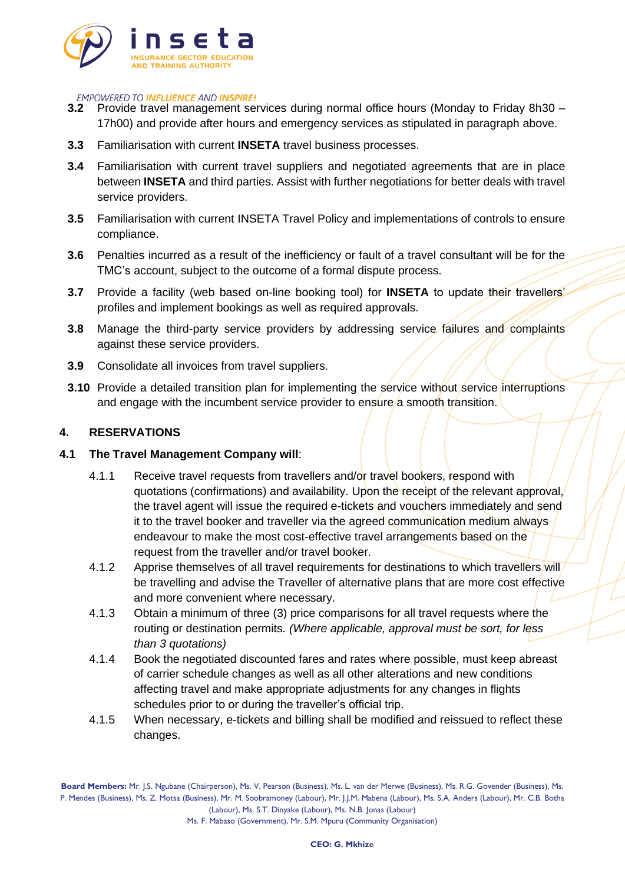**3.2** Provide travel management services during normal office hours (Monday to Friday 8h30 – 17h00) and provide after hours and emergency services as stipulated in paragraph above.

**3.3** Familiarisation with current **INSETA** travel business processes.

**3.4** Familiarisation with current travel suppliers and negotiated agreements that are in place between **INSETA** and third parties. Assist with further negotiations for better deals with travel service providers.

**3.5** Familiarisation with current INSETA Travel Policy and implementations of controls to ensure compliance.

**3.6** Penalties incurred as a result of the inefficiency or fault of a travel consultant will be for the TMC's account, subject to the outcome of a formal dispute process.

**3.7** Provide a facility (web based on-line booking tool) for **INSETA** to update their travellers' profiles and implement bookings as well as required approvals.

**3.8** Manage the third-party service providers by addressing service failures and complaints against these service providers.

**3.9** Consolidate all invoices from travel suppliers.

**3.10** Provide a detailed transition plan for implementing the service without service interruptions and engage with the incumbent service provider to ensure a smooth transition.

## 4. RESERVATIONS

### 4.1 The Travel Management Company will:

4.1.1 Receive travel requests from travellers and/or travel bookers, respond with quotations (confirmations) and availability. Upon the receipt of the relevant approval, the travel agent will issue the required e-tickets and vouchers immediately and send it to the travel booker and traveller via the agreed communication medium always endeavour to make the most cost-effective travel arrangements based on the request from the traveller and/or travel booker.

4.1.2 Apprise themselves of all travel requirements for destinations to which travellers will be travelling and advise the Traveller of alternative plans that are more cost effective and more convenient where necessary.

4.1.3 Obtain a minimum of three (3) price comparisons for all travel requests where the routing or destination permits. *(Where applicable, approval must be sort, for less than 3 quotations)*

4.1.4 Book the negotiated discounted fares and rates where possible, must keep abreast of carrier schedule changes as well as all other alterations and new conditions affecting travel and make appropriate adjustments for any changes in flights schedules prior to or during the traveller's official trip.

4.1.5 When necessary, e-tickets and billing shall be modified and reissued to reflect these changes.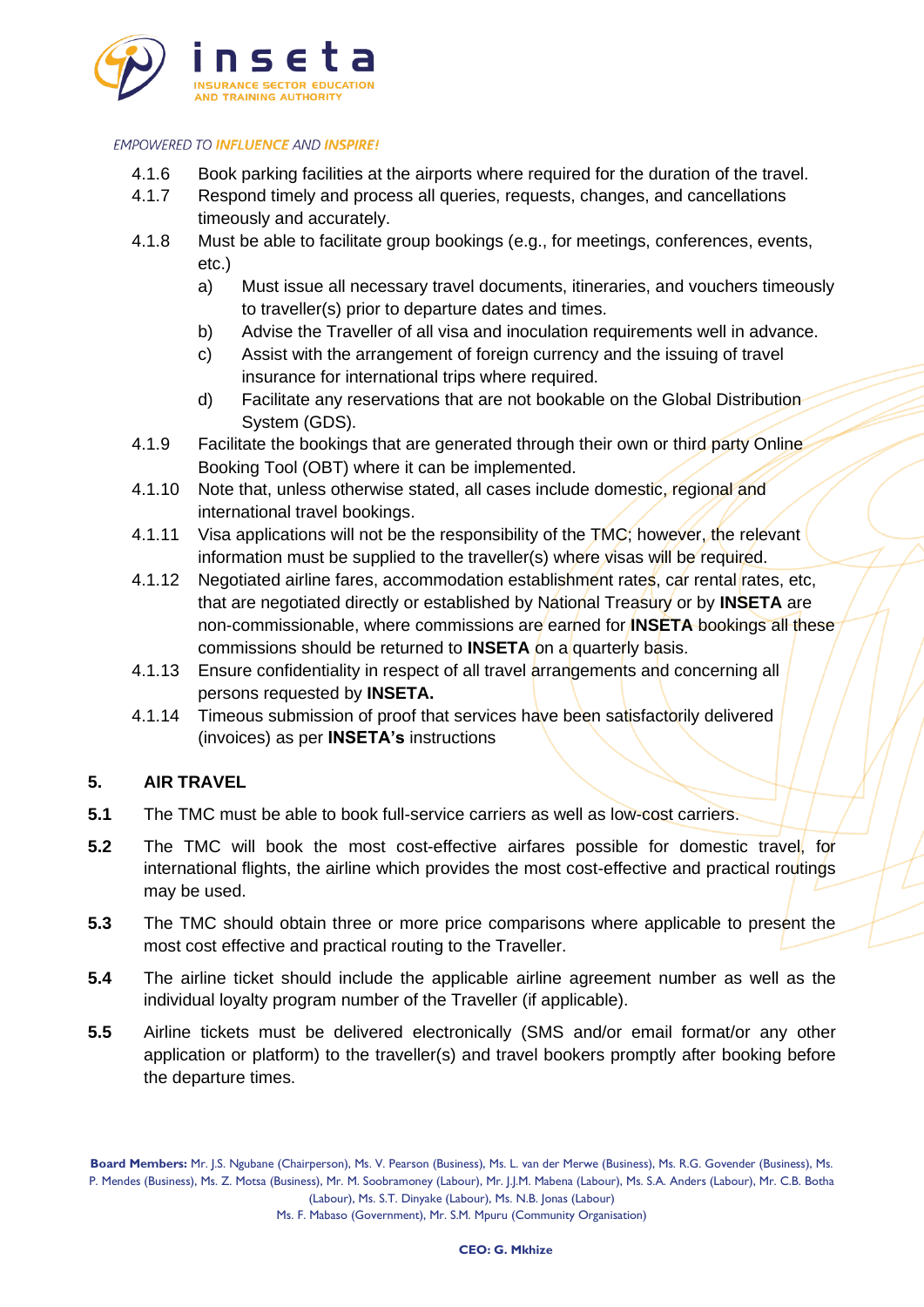4.1.6 Book parking facilities at the airports where required for the duration of the travel.

4.1.7 Respond timely and process all queries, requests, changes, and cancellations timeously and accurately.

4.1.8 Must be able to facilitate group bookings (e.g., for meetings, conferences, events, etc.)

  a) Must issue all necessary travel documents, itineraries, and vouchers timeously to traveller(s) prior to departure dates and times.

  b) Advise the Traveller of all visa and inoculation requirements well in advance.

  c) Assist with the arrangement of foreign currency and the issuing of travel insurance for international trips where required.

  d) Facilitate any reservations that are not bookable on the Global Distribution System (GDS).

4.1.9 Facilitate the bookings that are generated through their own or third party Online Booking Tool (OBT) where it can be implemented.

4.1.10 Note that, unless otherwise stated, all cases include domestic, regional and international travel bookings.

4.1.11 Visa applications will not be the responsibility of the TMC; however, the relevant information must be supplied to the traveller(s) where visas will be required.

4.1.12 Negotiated airline fares, accommodation establishment rates, car rental rates, etc, that are negotiated directly or established by National Treasury or by **INSETA** are non-commissionable, where commissions are earned for **INSETA** bookings all these commissions should be returned to **INSETA** on a quarterly basis.

4.1.13 Ensure confidentiality in respect of all travel arrangements and concerning all persons requested by **INSETA.**

4.1.14 Timeous submission of proof that services have been satisfactorily delivered (invoices) as per **INSETA's** instructions

## 5. AIR TRAVEL

**5.1** The TMC must be able to book full-service carriers as well as low-cost carriers.

**5.2** The TMC will book the most cost-effective airfares possible for domestic travel, for international flights, the airline which provides the most cost-effective and practical routings may be used.

**5.3** The TMC should obtain three or more price comparisons where applicable to present the most cost effective and practical routing to the Traveller.

**5.4** The airline ticket should include the applicable airline agreement number as well as the individual loyalty program number of the Traveller (if applicable).

**5.5** Airline tickets must be delivered electronically (SMS and/or email format/or any other application or platform) to the traveller(s) and travel bookers promptly after booking before the departure times.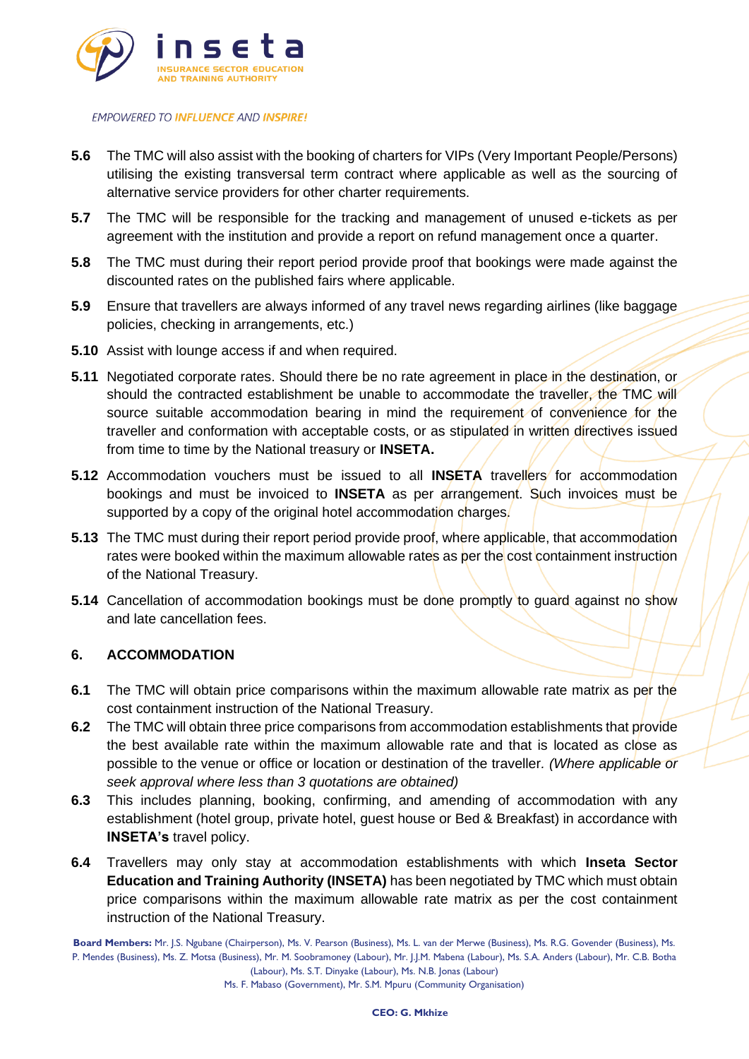**5.6** The TMC will also assist with the booking of charters for VIPs (Very Important People/Persons) utilising the existing transversal term contract where applicable as well as the sourcing of alternative service providers for other charter requirements.

**5.7** The TMC will be responsible for the tracking and management of unused e-tickets as per agreement with the institution and provide a report on refund management once a quarter.

**5.8** The TMC must during their report period provide proof that bookings were made against the discounted rates on the published fairs where applicable.

**5.9** Ensure that travellers are always informed of any travel news regarding airlines (like baggage policies, checking in arrangements, etc.)

**5.10** Assist with lounge access if and when required.

**5.11** Negotiated corporate rates. Should there be no rate agreement in place in the destination, or should the contracted establishment be unable to accommodate the traveller, the TMC will source suitable accommodation bearing in mind the requirement of convenience for the traveller and conformation with acceptable costs, or as stipulated in written directives issued from time to time by the National treasury or **INSETA.**

**5.12** Accommodation vouchers must be issued to all **INSETA** travellers for accommodation bookings and must be invoiced to **INSETA** as per arrangement. Such invoices must be supported by a copy of the original hotel accommodation charges.

**5.13** The TMC must during their report period provide proof, where applicable, that accommodation rates were booked within the maximum allowable rates as per the cost containment instruction of the National Treasury.

**5.14** Cancellation of accommodation bookings must be done promptly to guard against no show and late cancellation fees.

## 6. ACCOMMODATION

**6.1** The TMC will obtain price comparisons within the maximum allowable rate matrix as per the cost containment instruction of the National Treasury.

**6.2** The TMC will obtain three price comparisons from accommodation establishments that provide the best available rate within the maximum allowable rate and that is located as close as possible to the venue or office or location or destination of the traveller. *(Where applicable or seek approval where less than 3 quotations are obtained)*

**6.3** This includes planning, booking, confirming, and amending of accommodation with any establishment (hotel group, private hotel, guest house or Bed & Breakfast) in accordance with **INSETA's** travel policy.

**6.4** Travellers may only stay at accommodation establishments with which **Inseta Sector Education and Training Authority (INSETA)** has been negotiated by TMC which must obtain price comparisons within the maximum allowable rate matrix as per the cost containment instruction of the National Treasury.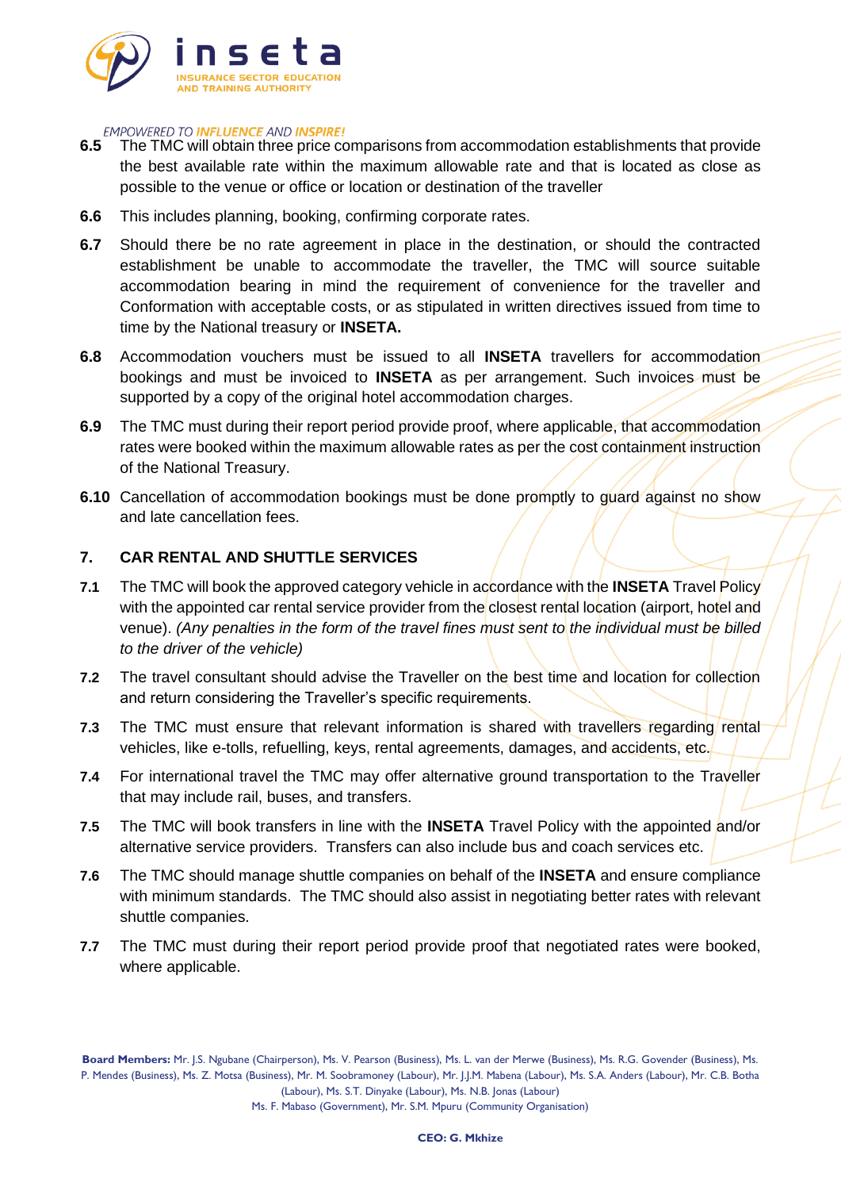**6.5** The TMC will obtain three price comparisons from accommodation establishments that provide the best available rate within the maximum allowable rate and that is located as close as possible to the venue or office or location or destination of the traveller

**6.6** This includes planning, booking, confirming corporate rates.

**6.7** Should there be no rate agreement in place in the destination, or should the contracted establishment be unable to accommodate the traveller, the TMC will source suitable accommodation bearing in mind the requirement of convenience for the traveller and Conformation with acceptable costs, or as stipulated in written directives issued from time to time by the National treasury or **INSETA.**

**6.8** Accommodation vouchers must be issued to all **INSETA** travellers for accommodation bookings and must be invoiced to **INSETA** as per arrangement. Such invoices must be supported by a copy of the original hotel accommodation charges.

**6.9** The TMC must during their report period provide proof, where applicable, that accommodation rates were booked within the maximum allowable rates as per the cost containment instruction of the National Treasury.

**6.10** Cancellation of accommodation bookings must be done promptly to guard against no show and late cancellation fees.

## 7. CAR RENTAL AND SHUTTLE SERVICES

**7.1** The TMC will book the approved category vehicle in accordance with the **INSETA** Travel Policy with the appointed car rental service provider from the closest rental location (airport, hotel and venue). *(Any penalties in the form of the travel fines must sent to the individual must be billed to the driver of the vehicle)*

**7.2** The travel consultant should advise the Traveller on the best time and location for collection and return considering the Traveller's specific requirements.

**7.3** The TMC must ensure that relevant information is shared with travellers regarding rental vehicles, like e-tolls, refuelling, keys, rental agreements, damages, and accidents, etc.

**7.4** For international travel the TMC may offer alternative ground transportation to the Traveller that may include rail, buses, and transfers.

**7.5** The TMC will book transfers in line with the **INSETA** Travel Policy with the appointed and/or alternative service providers. Transfers can also include bus and coach services etc.

**7.6** The TMC should manage shuttle companies on behalf of the **INSETA** and ensure compliance with minimum standards. The TMC should also assist in negotiating better rates with relevant shuttle companies.

**7.7** The TMC must during their report period provide proof that negotiated rates were booked, where applicable.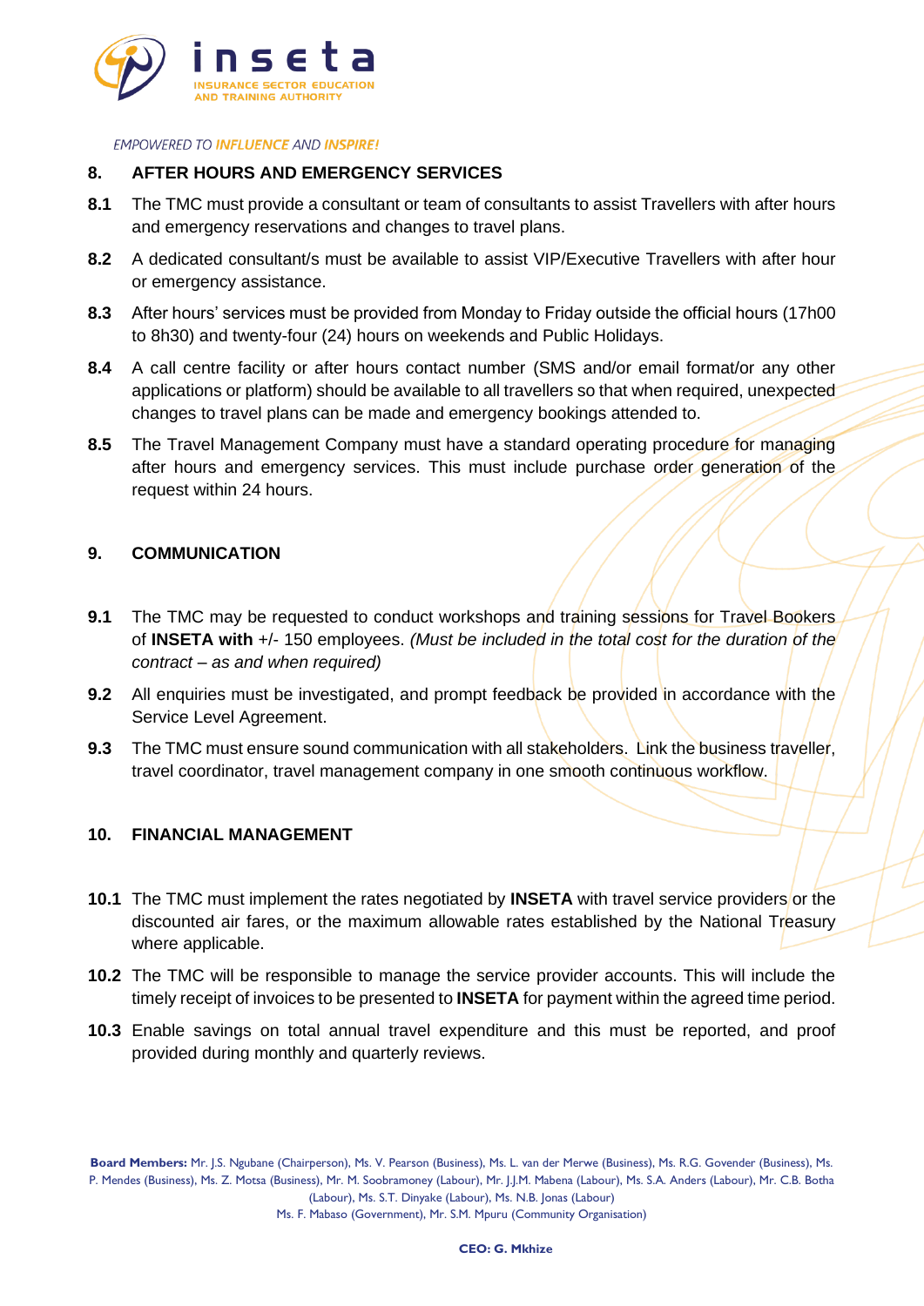## 8. AFTER HOURS AND EMERGENCY SERVICES

**8.1** The TMC must provide a consultant or team of consultants to assist Travellers with after hours and emergency reservations and changes to travel plans.

**8.2** A dedicated consultant/s must be available to assist VIP/Executive Travellers with after hour or emergency assistance.

**8.3** After hours' services must be provided from Monday to Friday outside the official hours (17h00 to 8h30) and twenty-four (24) hours on weekends and Public Holidays.

**8.4** A call centre facility or after hours contact number (SMS and/or email format/or any other applications or platform) should be available to all travellers so that when required, unexpected changes to travel plans can be made and emergency bookings attended to.

**8.5** The Travel Management Company must have a standard operating procedure for managing after hours and emergency services. This must include purchase order generation of the request within 24 hours.

## 9. COMMUNICATION

**9.1** The TMC may be requested to conduct workshops and training sessions for Travel Bookers of **INSETA with** +/- 150 employees. *(Must be included in the total cost for the duration of the contract – as and when required)*

**9.2** All enquiries must be investigated, and prompt feedback be provided in accordance with the Service Level Agreement.

**9.3** The TMC must ensure sound communication with all stakeholders. Link the business traveller, travel coordinator, travel management company in one smooth continuous workflow.

## 10. FINANCIAL MANAGEMENT

**10.1** The TMC must implement the rates negotiated by **INSETA** with travel service providers or the discounted air fares, or the maximum allowable rates established by the National Treasury where applicable.

**10.2** The TMC will be responsible to manage the service provider accounts. This will include the timely receipt of invoices to be presented to **INSETA** for payment within the agreed time period.

**10.3** Enable savings on total annual travel expenditure and this must be reported, and proof provided during monthly and quarterly reviews.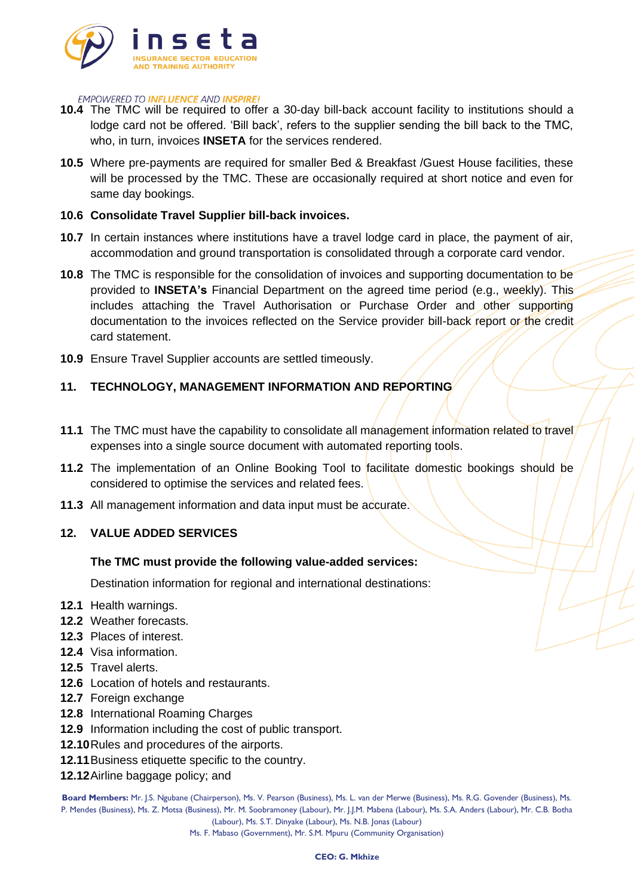**10.4** The TMC will be required to offer a 30-day bill-back account facility to institutions should a lodge card not be offered. 'Bill back', refers to the supplier sending the bill back to the TMC, who, in turn, invoices **INSETA** for the services rendered.

**10.5** Where pre-payments are required for smaller Bed & Breakfast /Guest House facilities, these will be processed by the TMC. These are occasionally required at short notice and even for same day bookings.

**10.6** **Consolidate Travel Supplier bill-back invoices.**

**10.7** In certain instances where institutions have a travel lodge card in place, the payment of air, accommodation and ground transportation is consolidated through a corporate card vendor.

**10.8** The TMC is responsible for the consolidation of invoices and supporting documentation to be provided to **INSETA's** Financial Department on the agreed time period (e.g., weekly). This includes attaching the Travel Authorisation or Purchase Order and other supporting documentation to the invoices reflected on the Service provider bill-back report or the credit card statement.

**10.9** Ensure Travel Supplier accounts are settled timeously.

## 11. TECHNOLOGY, MANAGEMENT INFORMATION AND REPORTING

**11.1** The TMC must have the capability to consolidate all management information related to travel expenses into a single source document with automated reporting tools.

**11.2** The implementation of an Online Booking Tool to facilitate domestic bookings should be considered to optimise the services and related fees.

**11.3** All management information and data input must be accurate.

## 12. VALUE ADDED SERVICES

**The TMC must provide the following value-added services:**

Destination information for regional and international destinations:

**12.1** Health warnings.
**12.2** Weather forecasts.
**12.3** Places of interest.
**12.4** Visa information.
**12.5** Travel alerts.
**12.6** Location of hotels and restaurants.
**12.7** Foreign exchange
**12.8** International Roaming Charges
**12.9** Information including the cost of public transport.
**12.10** Rules and procedures of the airports.
**12.11** Business etiquette specific to the country.
**12.12** Airline baggage policy; and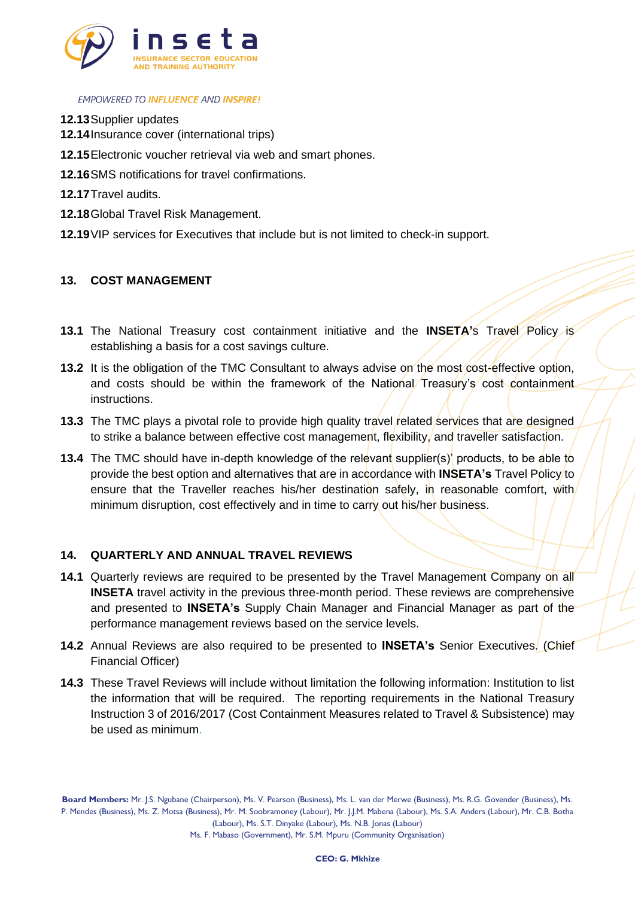**12.13** Supplier updates

**12.14** Insurance cover (international trips)

**12.15** Electronic voucher retrieval via web and smart phones.

**12.16** SMS notifications for travel confirmations.

**12.17** Travel audits.

**12.18** Global Travel Risk Management.

**12.19** VIP services for Executives that include but is not limited to check-in support.

## 13. COST MANAGEMENT

**13.1** The National Treasury cost containment initiative and the **INSETA's** Travel Policy is establishing a basis for a cost savings culture.

**13.2** It is the obligation of the TMC Consultant to always advise on the most cost-effective option, and costs should be within the framework of the National Treasury's cost containment instructions.

**13.3** The TMC plays a pivotal role to provide high quality travel related services that are designed to strike a balance between effective cost management, flexibility, and traveller satisfaction.

**13.4** The TMC should have in-depth knowledge of the relevant supplier(s)' products, to be able to provide the best option and alternatives that are in accordance with **INSETA's** Travel Policy to ensure that the Traveller reaches his/her destination safely, in reasonable comfort, with minimum disruption, cost effectively and in time to carry out his/her business.

## 14. QUARTERLY AND ANNUAL TRAVEL REVIEWS

**14.1** Quarterly reviews are required to be presented by the Travel Management Company on all **INSETA** travel activity in the previous three-month period. These reviews are comprehensive and presented to **INSETA's** Supply Chain Manager and Financial Manager as part of the performance management reviews based on the service levels.

**14.2** Annual Reviews are also required to be presented to **INSETA's** Senior Executives. (Chief Financial Officer)

**14.3** These Travel Reviews will include without limitation the following information: Institution to list the information that will be required. The reporting requirements in the National Treasury Instruction 3 of 2016/2017 (Cost Containment Measures related to Travel & Subsistence) may be used as minimum.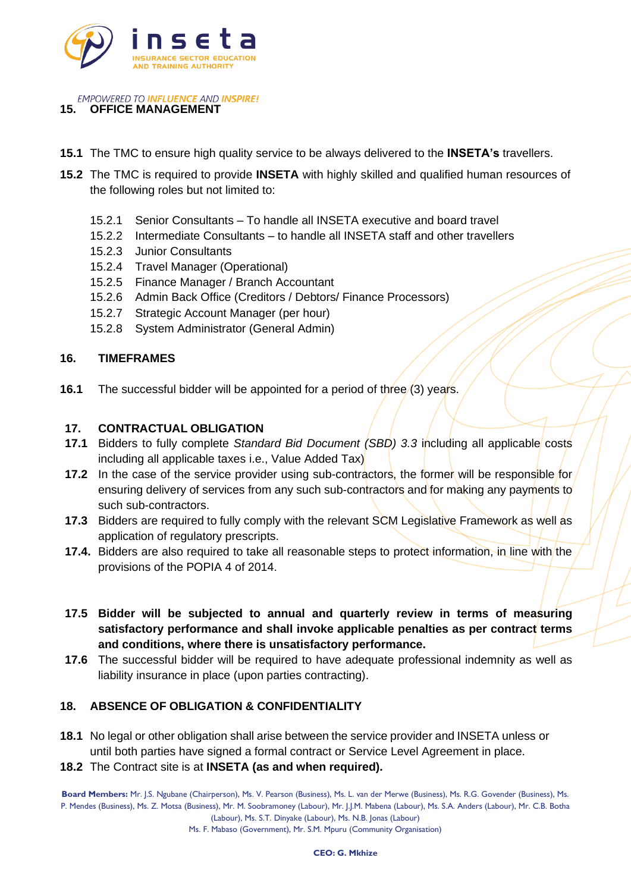## 15. OFFICE MANAGEMENT

**15.1** The TMC to ensure high quality service to be always delivered to the **INSETA's** travellers.

**15.2** The TMC is required to provide **INSETA** with highly skilled and qualified human resources of the following roles but not limited to:

- 15.2.1 Senior Consultants – To handle all INSETA executive and board travel
- 15.2.2 Intermediate Consultants – to handle all INSETA staff and other travellers
- 15.2.3 Junior Consultants
- 15.2.4 Travel Manager (Operational)
- 15.2.5 Finance Manager / Branch Accountant
- 15.2.6 Admin Back Office (Creditors / Debtors/ Finance Processors)
- 15.2.7 Strategic Account Manager (per hour)
- 15.2.8 System Administrator (General Admin)

## 16. TIMEFRAMES

**16.1** The successful bidder will be appointed for a period of three (3) years.

## 17. CONTRACTUAL OBLIGATION

**17.1** Bidders to fully complete *Standard Bid Document (SBD) 3.3* including all applicable costs including all applicable taxes i.e., Value Added Tax)

**17.2** In the case of the service provider using sub-contractors, the former will be responsible for ensuring delivery of services from any such sub-contractors and for making any payments to such sub-contractors.

**17.3** Bidders are required to fully comply with the relevant SCM Legislative Framework as well as application of regulatory prescripts.

**17.4.** Bidders are also required to take all reasonable steps to protect information, in line with the provisions of the POPIA 4 of 2014.

**17.5 Bidder will be subjected to annual and quarterly review in terms of measuring satisfactory performance and shall invoke applicable penalties as per contract terms and conditions, where there is unsatisfactory performance.**

**17.6** The successful bidder will be required to have adequate professional indemnity as well as liability insurance in place (upon parties contracting).

## 18. ABSENCE OF OBLIGATION & CONFIDENTIALITY

**18.1** No legal or other obligation shall arise between the service provider and INSETA unless or until both parties have signed a formal contract or Service Level Agreement in place.

**18.2** The Contract site is at **INSETA (as and when required).**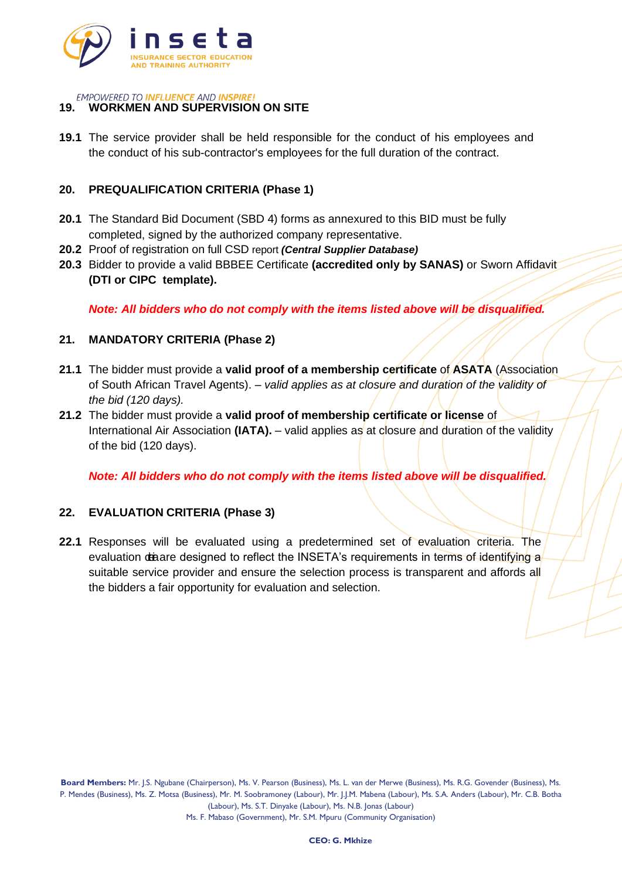## 19. WORKMEN AND SUPERVISION ON SITE

**19.1** The service provider shall be held responsible for the conduct of his employees and the conduct of his sub-contractor's employees for the full duration of the contract.

## 20. PREQUALIFICATION CRITERIA (Phase 1)

**20.1** The Standard Bid Document (SBD 4) forms as annexured to this BID must be fully completed, signed by the authorized company representative.

**20.2** Proof of registration on full CSD report ***(Central Supplier Database)***

**20.3** Bidder to provide a valid BBBEE Certificate **(accredited only by SANAS)** or Sworn Affidavit **(DTI or CIPC template).**

***Note: All bidders who do not comply with the items listed above will be disqualified.***

## 21. MANDATORY CRITERIA (Phase 2)

**21.1** The bidder must provide a **valid proof of a membership certificate** of **ASATA** (Association of South African Travel Agents). – *valid applies as at closure and duration of the validity of the bid (120 days).*

**21.2** The bidder must provide a **valid proof of membership certificate or license** of International Air Association **(IATA).** – valid applies as at closure and duration of the validity of the bid (120 days).

***Note: All bidders who do not comply with the items listed above will be disqualified.***

## 22. EVALUATION CRITERIA (Phase 3)

**22.1** Responses will be evaluated using a predetermined set of evaluation criteria. The evaluation criteria are designed to reflect the INSETA's requirements in terms of identifying a suitable service provider and ensure the selection process is transparent and affords all the bidders a fair opportunity for evaluation and selection.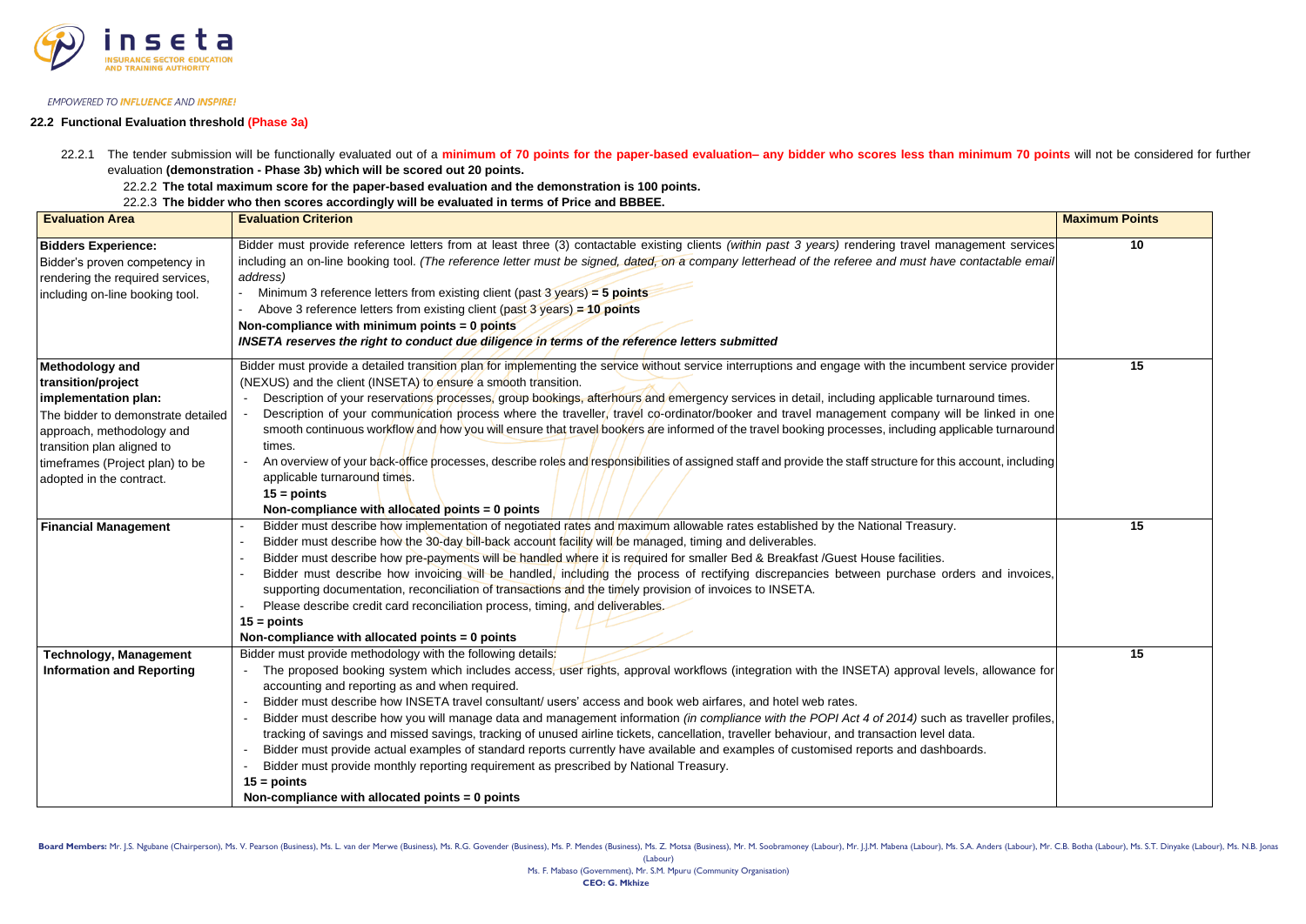*EMPOWERED TO INFLUENCE AND INSPIRE!*

### 22.2 Functional Evaluation threshold (Phase 3a)

22.2.1 The tender submission will be functionally evaluated out of a **minimum of 70 points for the paper-based evaluation– any bidder who scores less than minimum 70 points** will not be considered for further evaluation **(demonstration - Phase 3b) which will be scored out 20 points.**

22.2.2 **The total maximum score for the paper-based evaluation and the demonstration is 100 points.**

22.2.3 **The bidder who then scores accordingly will be evaluated in terms of Price and BBBEE.**

| Evaluation Area | Evaluation Criterion | Maximum Points |
|---|---|---|
| **Bidders Experience:**<br>Bidder's proven competency in rendering the required services, including on-line booking tool. | Bidder must provide reference letters from at least three (3) contactable existing clients *(within past 3 years)* rendering travel management services including an on-line booking tool. *(The reference letter must be signed, dated, on a company letterhead of the referee and must have contactable email address)*<br>- Minimum 3 reference letters from existing client (past 3 years) **= 5 points**<br>- Above 3 reference letters from existing client (past 3 years) **= 10 points**<br>**Non-compliance with minimum points = 0 points**<br>***INSETA reserves the right to conduct due diligence in terms of the reference letters submitted*** | **10** |
| **Methodology and transition/project implementation plan:**<br>The bidder to demonstrate detailed approach, methodology and transition plan aligned to timeframes (Project plan) to be adopted in the contract. | Bidder must provide a detailed transition plan for implementing the service without service interruptions and engage with the incumbent service provider (NEXUS) and the client (INSETA) to ensure a smooth transition.<br>- Description of your reservations processes, group bookings, afterhours and emergency services in detail, including applicable turnaround times.<br>- Description of your communication process where the traveller, travel co-ordinator/booker and travel management company will be linked in one smooth continuous workflow and how you will ensure that travel bookers are informed of the travel booking processes, including applicable turnaround times.<br>- An overview of your back-office processes, describe roles and responsibilities of assigned staff and provide the staff structure for this account, including applicable turnaround times.<br>**15 = points**<br>**Non-compliance with allocated points = 0 points** | **15** |
| **Financial Management** | - Bidder must describe how implementation of negotiated rates and maximum allowable rates established by the National Treasury.<br>- Bidder must describe how the 30-day bill-back account facility will be managed, timing and deliverables.<br>- Bidder must describe how pre-payments will be handled where it is required for smaller Bed & Breakfast /Guest House facilities.<br>- Bidder must describe how invoicing will be handled, including the process of rectifying discrepancies between purchase orders and invoices, supporting documentation, reconciliation of transactions and the timely provision of invoices to INSETA.<br>- Please describe credit card reconciliation process, timing, and deliverables.<br>**15 = points**<br>**Non-compliance with allocated points = 0 points** | **15** |
| **Technology, Management Information and Reporting** | Bidder must provide methodology with the following details:<br>- The proposed booking system which includes access, user rights, approval workflows (integration with the INSETA) approval levels, allowance for accounting and reporting as and when required.<br>- Bidder must describe how INSETA travel consultant/ users' access and book web airfares, and hotel web rates.<br>- Bidder must describe how you will manage data and management information *(in compliance with the POPI Act 4 of 2014)* such as traveller profiles, tracking of savings and missed savings, tracking of unused airline tickets, cancellation, traveller behaviour, and transaction level data.<br>- Bidder must provide actual examples of standard reports currently have available and examples of customised reports and dashboards.<br>- Bidder must provide monthly reporting requirement as prescribed by National Treasury.<br>**15 = points**<br>**Non-compliance with allocated points = 0 points** | **15** |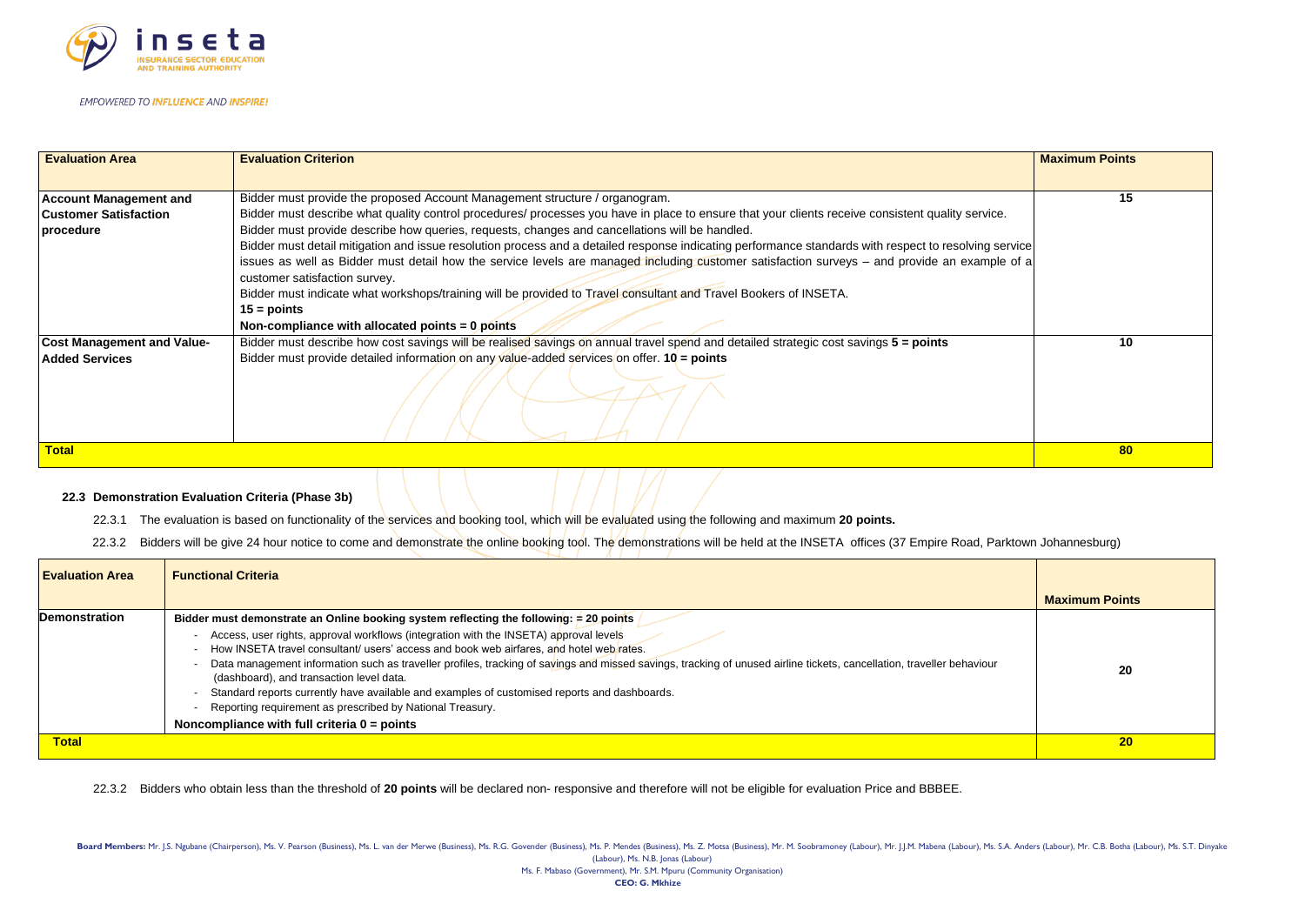| Evaluation Area | Evaluation Criterion | Maximum Points |
|---|---|---|
| **Account Management and Customer Satisfaction procedure** | Bidder must provide the proposed Account Management structure / organogram.<br>Bidder must describe what quality control procedures/ processes you have in place to ensure that your clients receive consistent quality service.<br>Bidder must provide describe how queries, requests, changes and cancellations will be handled.<br>Bidder must detail mitigation and issue resolution process and a detailed response indicating performance standards with respect to resolving service issues as well as Bidder must detail how the service levels are managed including customer satisfaction surveys – and provide an example of a customer satisfaction survey.<br>Bidder must indicate what workshops/training will be provided to Travel consultant and Travel Bookers of INSETA.<br>**15 = points**<br>**Non-compliance with allocated points = 0 points** | **15** |
| **Cost Management and Value-Added Services** | Bidder must describe how cost savings will be realised savings on annual travel spend and detailed strategic cost savings **5 = points**<br>Bidder must provide detailed information on any value-added services on offer. **10 = points** | **10** |
| **Total** | | **80** |

### 22.3 Demonstration Evaluation Criteria (Phase 3b)

22.3.1 The evaluation is based on functionality of the services and booking tool, which will be evaluated using the following and maximum **20 points.**

22.3.2 Bidders will be give 24 hour notice to come and demonstrate the online booking tool. The demonstrations will be held at the INSETA offices (37 Empire Road, Parktown Johannesburg)

| Evaluation Area | Functional Criteria | Maximum Points |
|---|---|---|
| **Demonstration** | **Bidder must demonstrate an Online booking system reflecting the following: = 20 points**<br>- Access, user rights, approval workflows (integration with the INSETA) approval levels<br>- How INSETA travel consultant/ users' access and book web airfares, and hotel web rates.<br>- Data management information such as traveller profiles, tracking of savings and missed savings, tracking of unused airline tickets, cancellation, traveller behaviour (dashboard), and transaction level data.<br>- Standard reports currently have available and examples of customised reports and dashboards.<br>- Reporting requirement as prescribed by National Treasury.<br>**Noncompliance with full criteria 0 = points** | **20** |
| **Total** | | **20** |

22.3.2 Bidders who obtain less than the threshold of **20 points** will be declared non- responsive and therefore will not be eligible for evaluation Price and BBBEE.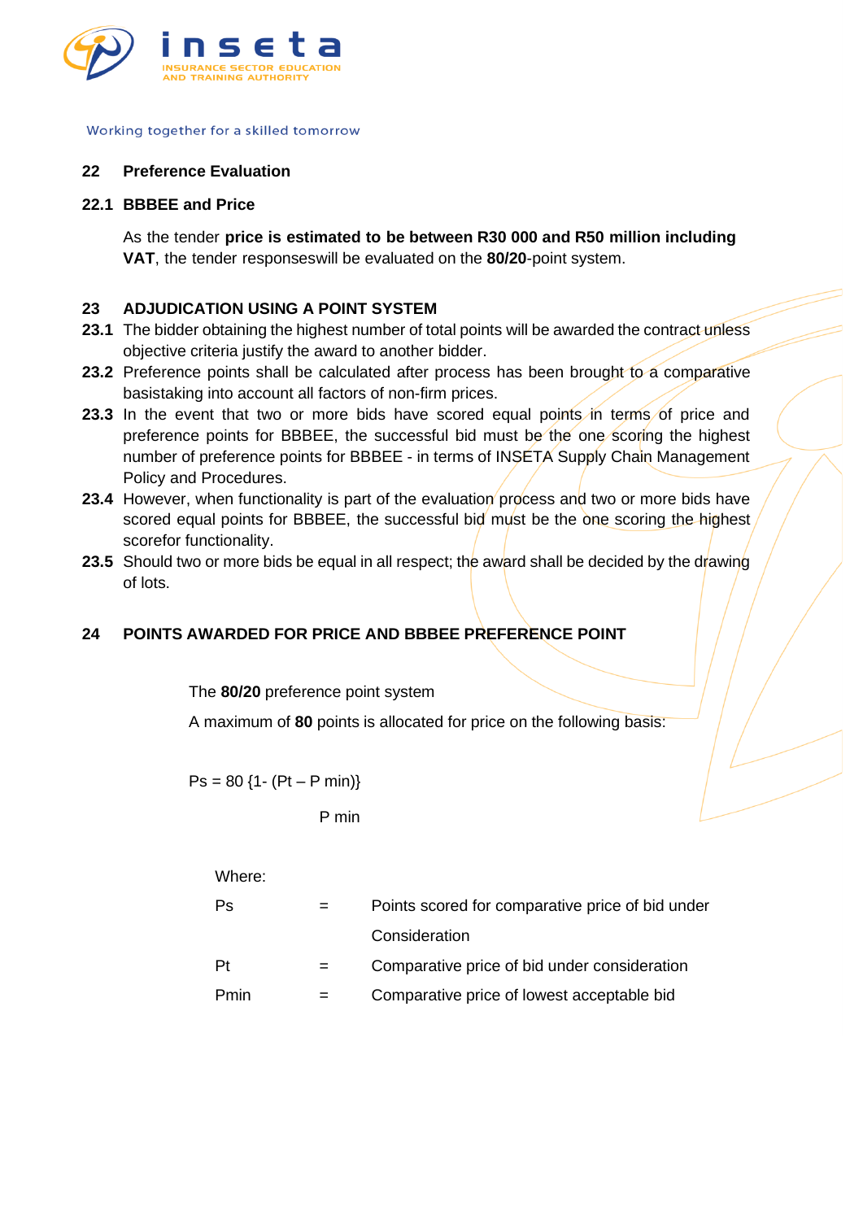## 22 Preference Evaluation

### 22.1 BBBEE and Price

As the tender **price is estimated to be between R30 000 and R50 million including VAT**, the tender responseswill be evaluated on the **80/20**-point system.

## 23 ADJUDICATION USING A POINT SYSTEM

**23.1** The bidder obtaining the highest number of total points will be awarded the contract unless objective criteria justify the award to another bidder.

**23.2** Preference points shall be calculated after process has been brought to a comparative basistaking into account all factors of non-firm prices.

**23.3** In the event that two or more bids have scored equal points in terms of price and preference points for BBBEE, the successful bid must be the one scoring the highest number of preference points for BBBEE - in terms of INSETA Supply Chain Management Policy and Procedures.

**23.4** However, when functionality is part of the evaluation process and two or more bids have scored equal points for BBBEE, the successful bid must be the one scoring the highest scorefor functionality.

**23.5** Should two or more bids be equal in all respect; the award shall be decided by the drawing of lots.

## 24 POINTS AWARDED FOR PRICE AND BBBEE PREFERENCE POINT

The **80/20** preference point system

A maximum of **80** points is allocated for price on the following basis:

$$Ps = 80\left\{1 - \frac{(Pt - P\,min)}{P\,min}\right\}$$

Where:

| | | |
|---|---|---|
| Ps | = | Points scored for comparative price of bid under Consideration |
| Pt | = | Comparative price of bid under consideration |
| Pmin | = | Comparative price of lowest acceptable bid |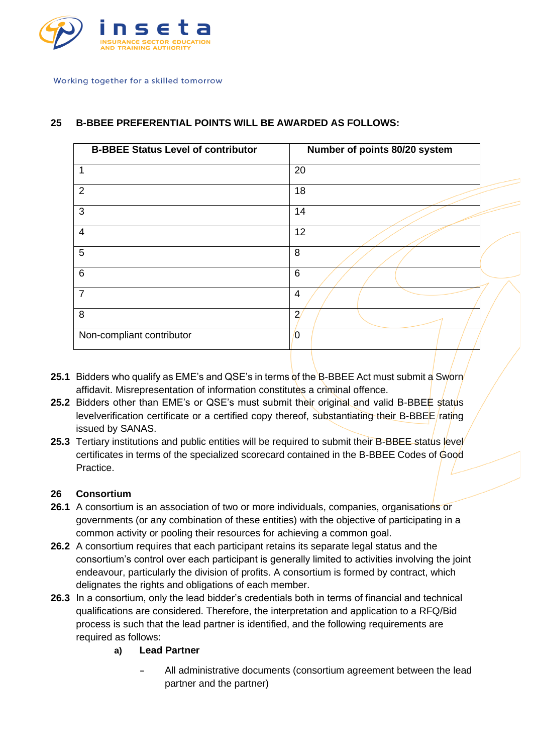## 25 B-BBEE PREFERENTIAL POINTS WILL BE AWARDED AS FOLLOWS:

| B-BBEE Status Level of contributor | Number of points 80/20 system |
|---|---|
| 1 | 20 |
| 2 | 18 |
| 3 | 14 |
| 4 | 12 |
| 5 | 8 |
| 6 | 6 |
| 7 | 4 |
| 8 | 2 |
| Non-compliant contributor | 0 |

**25.1** Bidders who qualify as EME's and QSE's in terms of the B-BBEE Act must submit a Sworn affidavit. Misrepresentation of information constitutes a criminal offence.

**25.2** Bidders other than EME's or QSE's must submit their original and valid B-BBEE status levelverification certificate or a certified copy thereof, substantiating their B-BBEE rating issued by SANAS.

**25.3** Tertiary institutions and public entities will be required to submit their B-BBEE status level certificates in terms of the specialized scorecard contained in the B-BBEE Codes of Good Practice.

## 26 Consortium

**26.1** A consortium is an association of two or more individuals, companies, organisations or governments (or any combination of these entities) with the objective of participating in a common activity or pooling their resources for achieving a common goal.

**26.2** A consortium requires that each participant retains its separate legal status and the consortium's control over each participant is generally limited to activities involving the joint endeavour, particularly the division of profits. A consortium is formed by contract, which delignates the rights and obligations of each member.

**26.3** In a consortium, only the lead bidder's credentials both in terms of financial and technical qualifications are considered. Therefore, the interpretation and application to a RFQ/Bid process is such that the lead partner is identified, and the following requirements are required as follows:

**a) Lead Partner**

- All administrative documents (consortium agreement between the lead partner and the partner)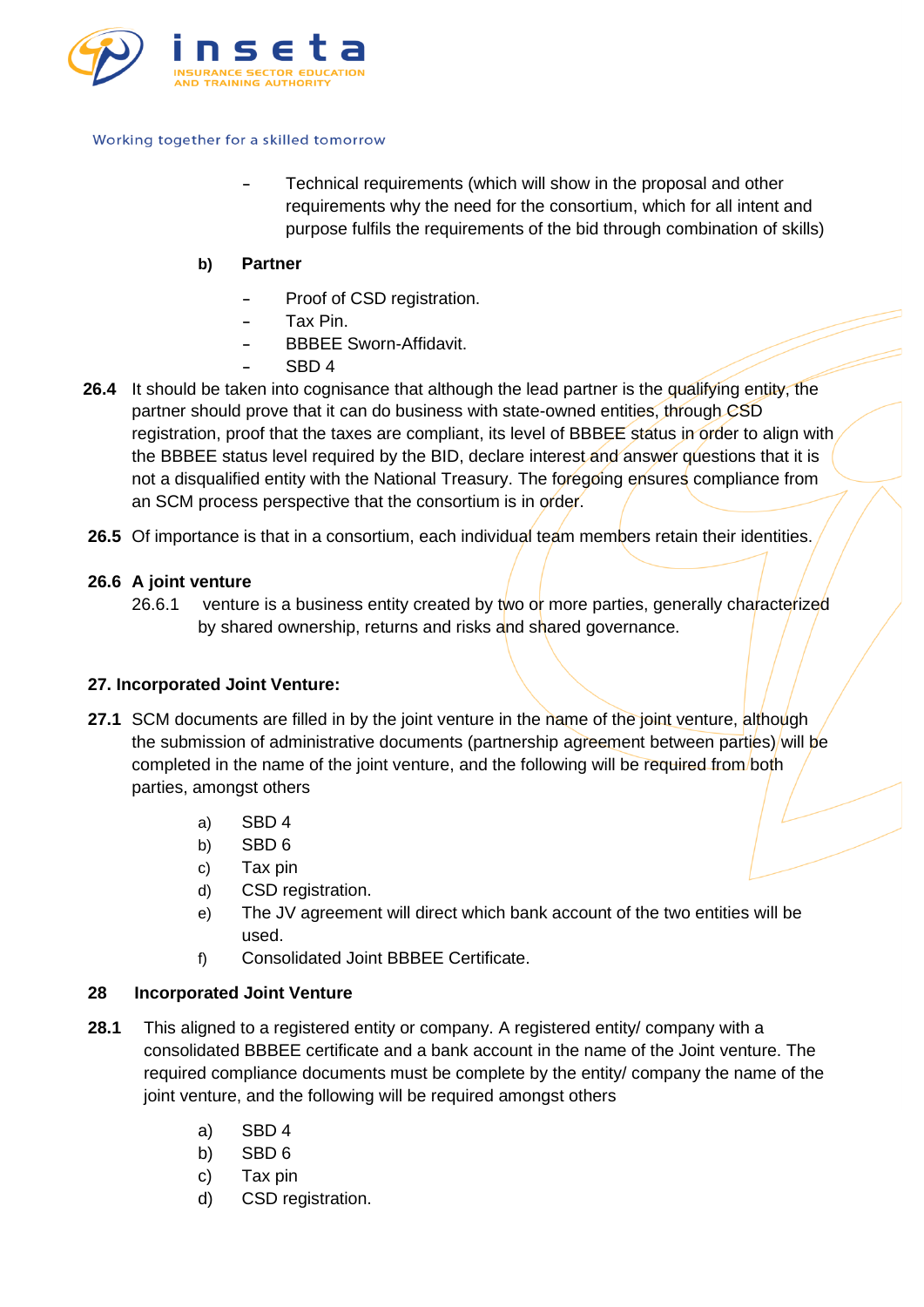- Technical requirements (which will show in the proposal and other requirements why the need for the consortium, which for all intent and purpose fulfils the requirements of the bid through combination of skills)

**b) Partner**

- Proof of CSD registration.
- Tax Pin.
- BBBEE Sworn-Affidavit.
- SBD 4

**26.4** It should be taken into cognisance that although the lead partner is the qualifying entity, the partner should prove that it can do business with state-owned entities, through CSD registration, proof that the taxes are compliant, its level of BBBEE status in order to align with the BBBEE status level required by the BID, declare interest and answer questions that it is not a disqualified entity with the National Treasury. The foregoing ensures compliance from an SCM process perspective that the consortium is in order.

**26.5** Of importance is that in a consortium, each individual team members retain their identities.

**26.6 A joint venture**

26.6.1 venture is a business entity created by two or more parties, generally characterized by shared ownership, returns and risks and shared governance.

**27. Incorporated Joint Venture:**

**27.1** SCM documents are filled in by the joint venture in the name of the joint venture, although the submission of administrative documents (partnership agreement between parties) will be completed in the name of the joint venture, and the following will be required from both parties, amongst others

a) SBD 4
b) SBD 6
c) Tax pin
d) CSD registration.
e) The JV agreement will direct which bank account of the two entities will be used.
f) Consolidated Joint BBBEE Certificate.

**28 Incorporated Joint Venture**

**28.1** This aligned to a registered entity or company. A registered entity/ company with a consolidated BBBEE certificate and a bank account in the name of the Joint venture. The required compliance documents must be complete by the entity/ company the name of the joint venture, and the following will be required amongst others

a) SBD 4
b) SBD 6
c) Tax pin
d) CSD registration.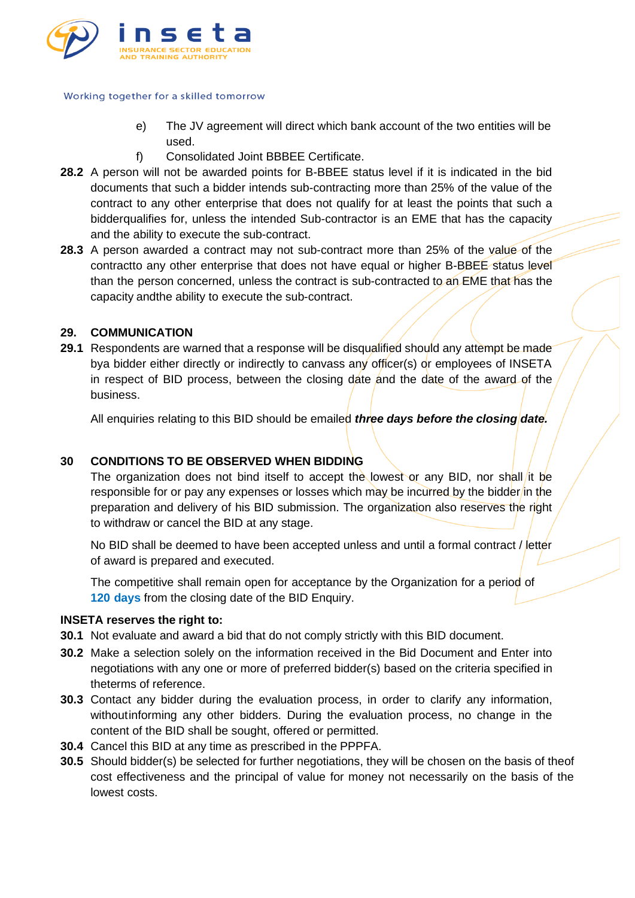e) The JV agreement will direct which bank account of the two entities will be used.

f) Consolidated Joint BBBEE Certificate.

**28.2** A person will not be awarded points for B-BBEE status level if it is indicated in the bid documents that such a bidder intends sub-contracting more than 25% of the value of the contract to any other enterprise that does not qualify for at least the points that such a bidderqualifies for, unless the intended Sub-contractor is an EME that has the capacity and the ability to execute the sub-contract.

**28.3** A person awarded a contract may not sub-contract more than 25% of the value of the contractto any other enterprise that does not have equal or higher B-BBEE status level than the person concerned, unless the contract is sub-contracted to an EME that has the capacity andthe ability to execute the sub-contract.

## 29. COMMUNICATION

**29.1** Respondents are warned that a response will be disqualified should any attempt be made bya bidder either directly or indirectly to canvass any officer(s) or employees of INSETA in respect of BID process, between the closing date and the date of the award of the business.

All enquiries relating to this BID should be emailed ***three days before the closing date.***

## 30 CONDITIONS TO BE OBSERVED WHEN BIDDING

The organization does not bind itself to accept the lowest or any BID, nor shall it be responsible for or pay any expenses or losses which may be incurred by the bidder in the preparation and delivery of his BID submission. The organization also reserves the right to withdraw or cancel the BID at any stage.

No BID shall be deemed to have been accepted unless and until a formal contract / letter of award is prepared and executed.

The competitive shall remain open for acceptance by the Organization for a period of **120 days** from the closing date of the BID Enquiry.

**INSETA reserves the right to:**

**30.1** Not evaluate and award a bid that do not comply strictly with this BID document.

**30.2** Make a selection solely on the information received in the Bid Document and Enter into negotiations with any one or more of preferred bidder(s) based on the criteria specified in theterms of reference.

**30.3** Contact any bidder during the evaluation process, in order to clarify any information, withoutinforming any other bidders. During the evaluation process, no change in the content of the BID shall be sought, offered or permitted.

**30.4** Cancel this BID at any time as prescribed in the PPPFA.

**30.5** Should bidder(s) be selected for further negotiations, they will be chosen on the basis of theof cost effectiveness and the principal of value for money not necessarily on the basis of the lowest costs.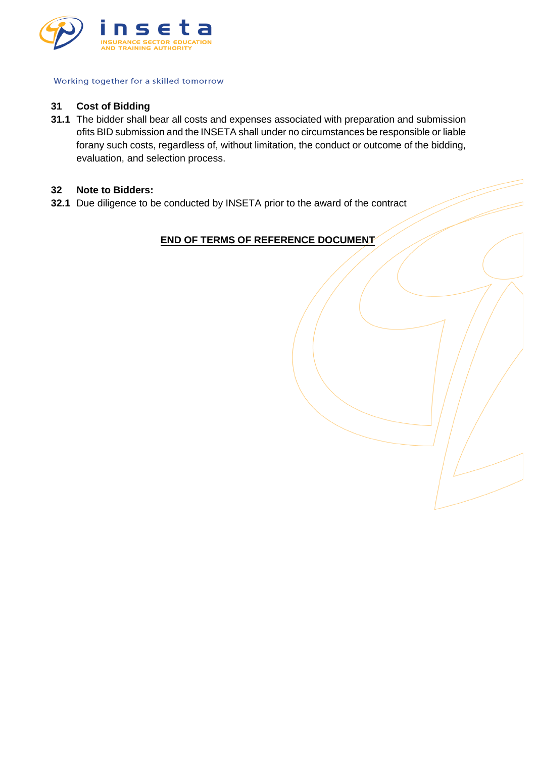## 31 Cost of Bidding

**31.1** The bidder shall bear all costs and expenses associated with preparation and submission ofits BID submission and the INSETA shall under no circumstances be responsible or liable forany such costs, regardless of, without limitation, the conduct or outcome of the bidding, evaluation, and selection process.

## 32 Note to Bidders:

**32.1** Due diligence to be conducted by INSETA prior to the award of the contract

**END OF TERMS OF REFERENCE DOCUMENT**